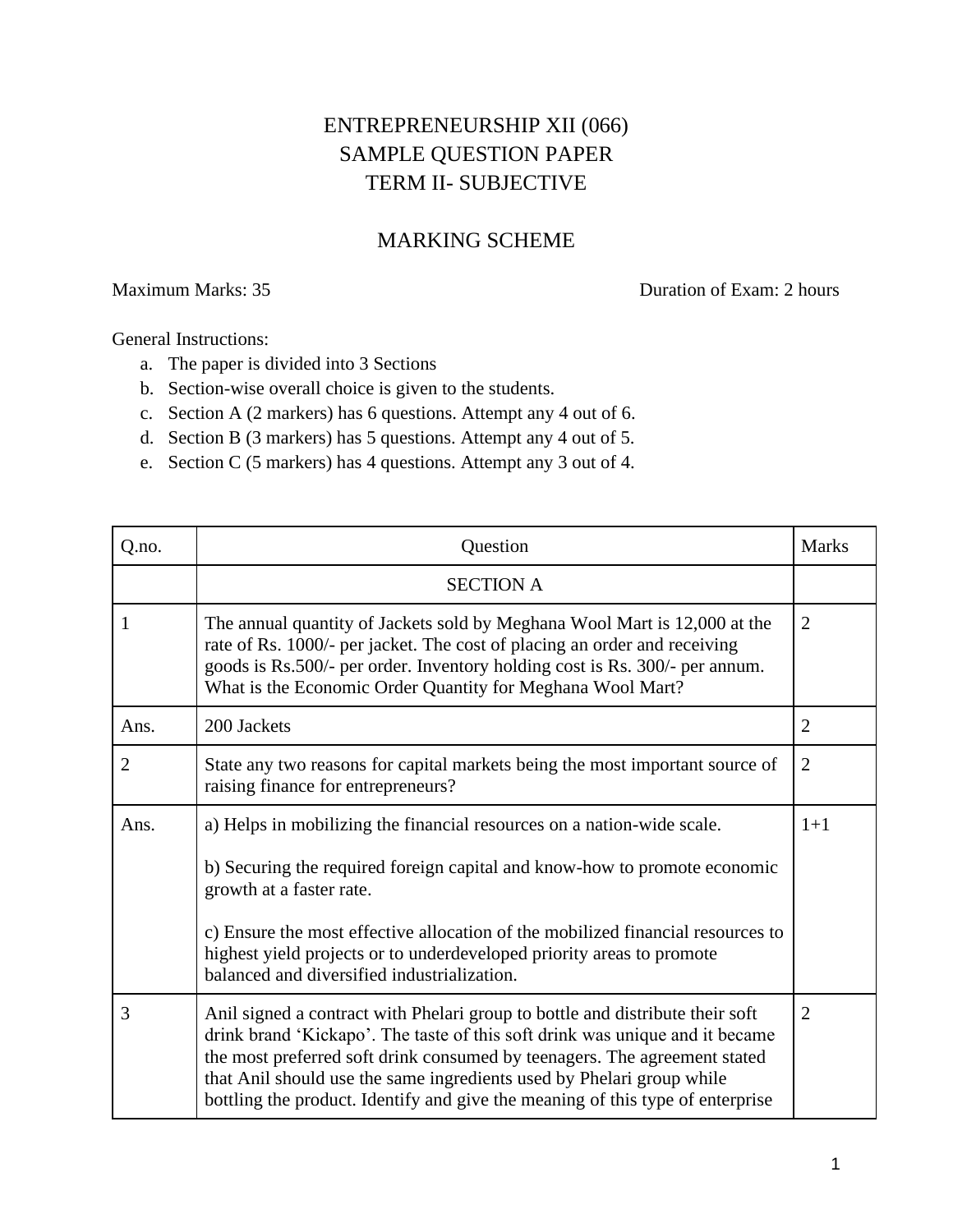# ENTREPRENEURSHIP XII (066)
## SAMPLE QUESTION PAPER
## TERM II- SUBJECTIVE

## MARKING SCHEME

Maximum Marks: 35 Duration of Exam: 2 hours

General Instructions:

a. The paper is divided into 3 Sections
b. Section-wise overall choice is given to the students.
c. Section A (2 markers) has 6 questions. Attempt any 4 out of 6.
d. Section B (3 markers) has 5 questions. Attempt any 4 out of 5.
e. Section C (5 markers) has 4 questions. Attempt any 3 out of 4.

| Q.no. | Question | Marks |
|---|---|---|
| | SECTION A | |
| 1 | The annual quantity of Jackets sold by Meghana Wool Mart is 12,000 at the rate of Rs. 1000/- per jacket. The cost of placing an order and receiving goods is Rs.500/- per order. Inventory holding cost is Rs. 300/- per annum. What is the Economic Order Quantity for Meghana Wool Mart? | 2 |
| Ans. | 200 Jackets | 2 |
| 2 | State any two reasons for capital markets being the most important source of raising finance for entrepreneurs? | 2 |
| Ans. | a) Helps in mobilizing the financial resources on a nation-wide scale.<br><br>b) Securing the required foreign capital and know-how to promote economic growth at a faster rate.<br><br>c) Ensure the most effective allocation of the mobilized financial resources to highest yield projects or to underdeveloped priority areas to promote balanced and diversified industrialization. | 1+1 |
| 3 | Anil signed a contract with Phelari group to bottle and distribute their soft drink brand 'Kickapo'. The taste of this soft drink was unique and it became the most preferred soft drink consumed by teenagers. The agreement stated that Anil should use the same ingredients used by Phelari group while bottling the product. Identify and give the meaning of this type of enterprise | 2 |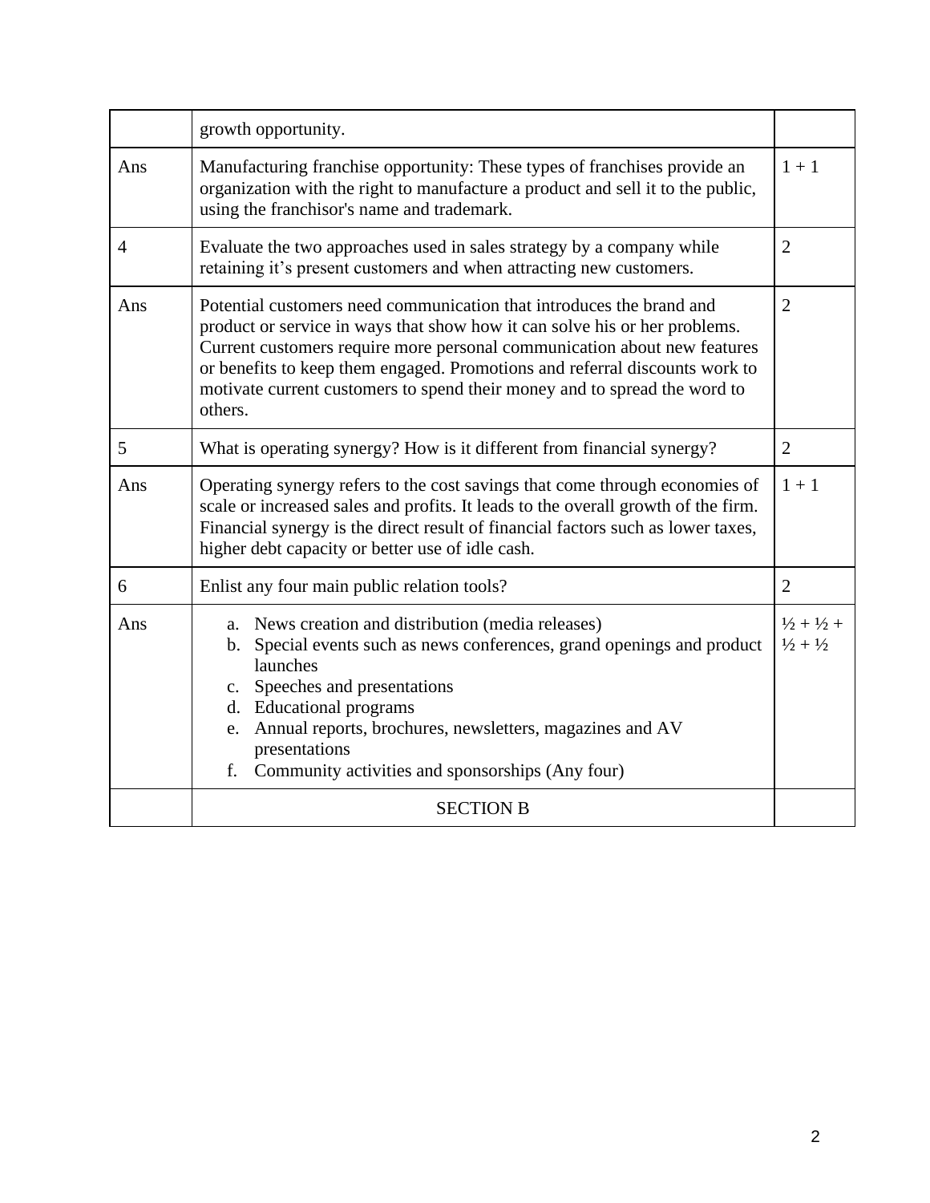| | | |
|---|---|---|
| | growth opportunity. | |
| Ans | Manufacturing franchise opportunity: These types of franchises provide an organization with the right to manufacture a product and sell it to the public, using the franchisor's name and trademark. | 1 + 1 |
| 4 | Evaluate the two approaches used in sales strategy by a company while retaining it's present customers and when attracting new customers. | 2 |
| Ans | Potential customers need communication that introduces the brand and product or service in ways that show how it can solve his or her problems. Current customers require more personal communication about new features or benefits to keep them engaged. Promotions and referral discounts work to motivate current customers to spend their money and to spread the word to others. | 2 |
| 5 | What is operating synergy? How is it different from financial synergy? | 2 |
| Ans | Operating synergy refers to the cost savings that come through economies of scale or increased sales and profits. It leads to the overall growth of the firm. Financial synergy is the direct result of financial factors such as lower taxes, higher debt capacity or better use of idle cash. | 1 + 1 |
| 6 | Enlist any four main public relation tools? | 2 |
| Ans | a. News creation and distribution (media releases)<br>b. Special events such as news conferences, grand openings and product launches<br>c. Speeches and presentations<br>d. Educational programs<br>e. Annual reports, brochures, newsletters, magazines and AV presentations<br>f. Community activities and sponsorships (Any four) | ½ + ½ + ½ + ½ |
| | SECTION B | |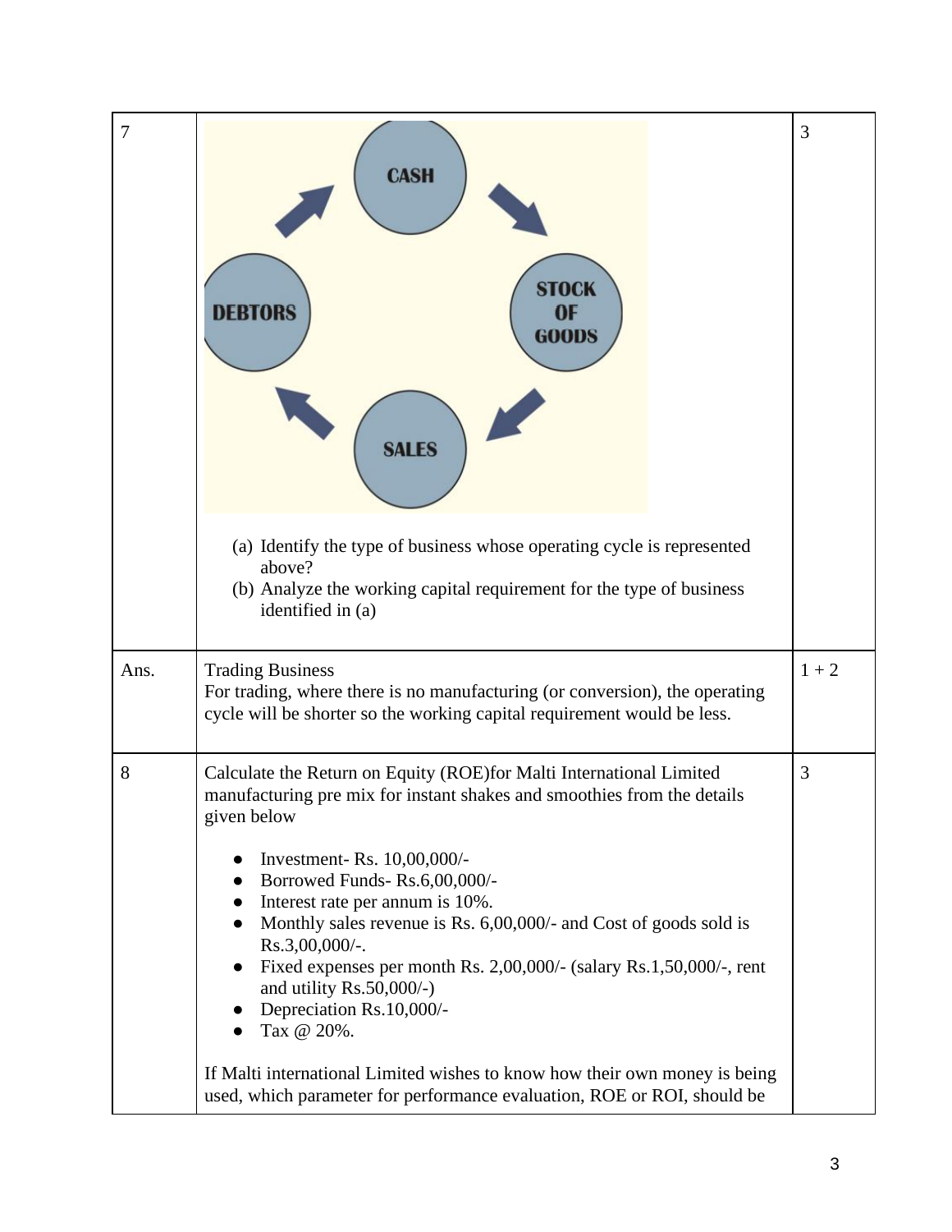| | | |
|---|---|---|
| 7 | CASH → STOCK OF GOODS → SALES → DEBTORS → CASH<br><br>(a) Identify the type of business whose operating cycle is represented above?<br>(b) Analyze the working capital requirement for the type of business identified in (a) | 3 |
| Ans. | Trading Business<br>For trading, where there is no manufacturing (or conversion), the operating cycle will be shorter so the working capital requirement would be less. | 1 + 2 |
| 8 | Calculate the Return on Equity (ROE)for Malti International Limited manufacturing pre mix for instant shakes and smoothies from the details given below<br><br>• Investment- Rs. 10,00,000/-<br>• Borrowed Funds- Rs.6,00,000/-<br>• Interest rate per annum is 10%.<br>• Monthly sales revenue is Rs. 6,00,000/- and Cost of goods sold is Rs.3,00,000/-.<br>• Fixed expenses per month Rs. 2,00,000/- (salary Rs.1,50,000/-, rent and utility Rs.50,000/-)<br>• Depreciation Rs.10,000/-<br>• Tax @ 20%.<br><br>If Malti international Limited wishes to know how their own money is being used, which parameter for performance evaluation, ROE or ROI, should be | 3 |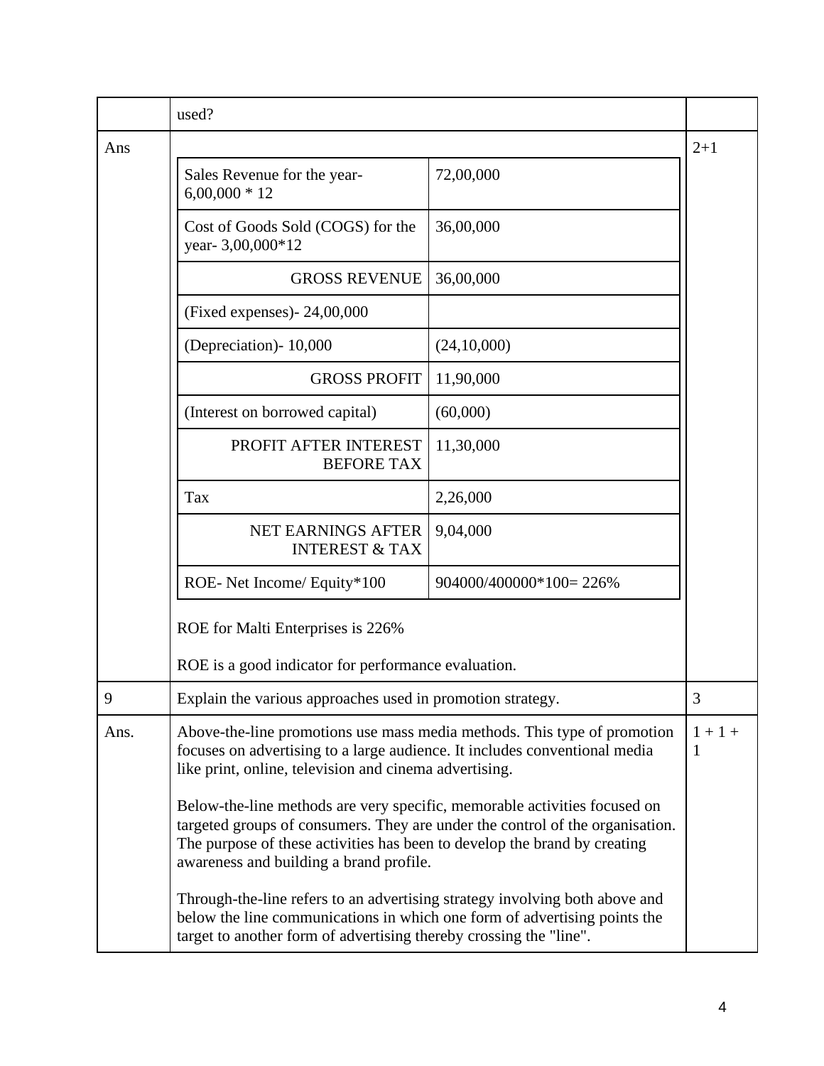| | used? | |
|---|---|---|
| Ans | (see table below) | 2+1 |

| Sales Revenue for the year- 6,00,000 * 12 | 72,00,000 |
|---|---|
| Cost of Goods Sold (COGS) for the year- 3,00,000*12 | 36,00,000 |
| GROSS REVENUE | 36,00,000 |
| (Fixed expenses)- 24,00,000 | |
| (Depreciation)- 10,000 | (24,10,000) |
| GROSS PROFIT | 11,90,000 |
| (Interest on borrowed capital) | (60,000) |
| PROFIT AFTER INTEREST BEFORE TAX | 11,30,000 |
| Tax | 2,26,000 |
| NET EARNINGS AFTER INTEREST & TAX | 9,04,000 |
| ROE- Net Income/ Equity*100 | 904000/400000*100= 226% |

ROE for Malti Enterprises is 226%

ROE is a good indicator for performance evaluation.

| 9 | Explain the various approaches used in promotion strategy. | 3 |
|---|---|---|
| Ans. | Above-the-line promotions use mass media methods. This type of promotion focuses on advertising to a large audience. It includes conventional media like print, online, television and cinema advertising.<br><br>Below-the-line methods are very specific, memorable activities focused on targeted groups of consumers. They are under the control of the organisation. The purpose of these activities has been to develop the brand by creating awareness and building a brand profile.<br><br>Through-the-line refers to an advertising strategy involving both above and below the line communications in which one form of advertising points the target to another form of advertising thereby crossing the "line". | 1 + 1 + 1 |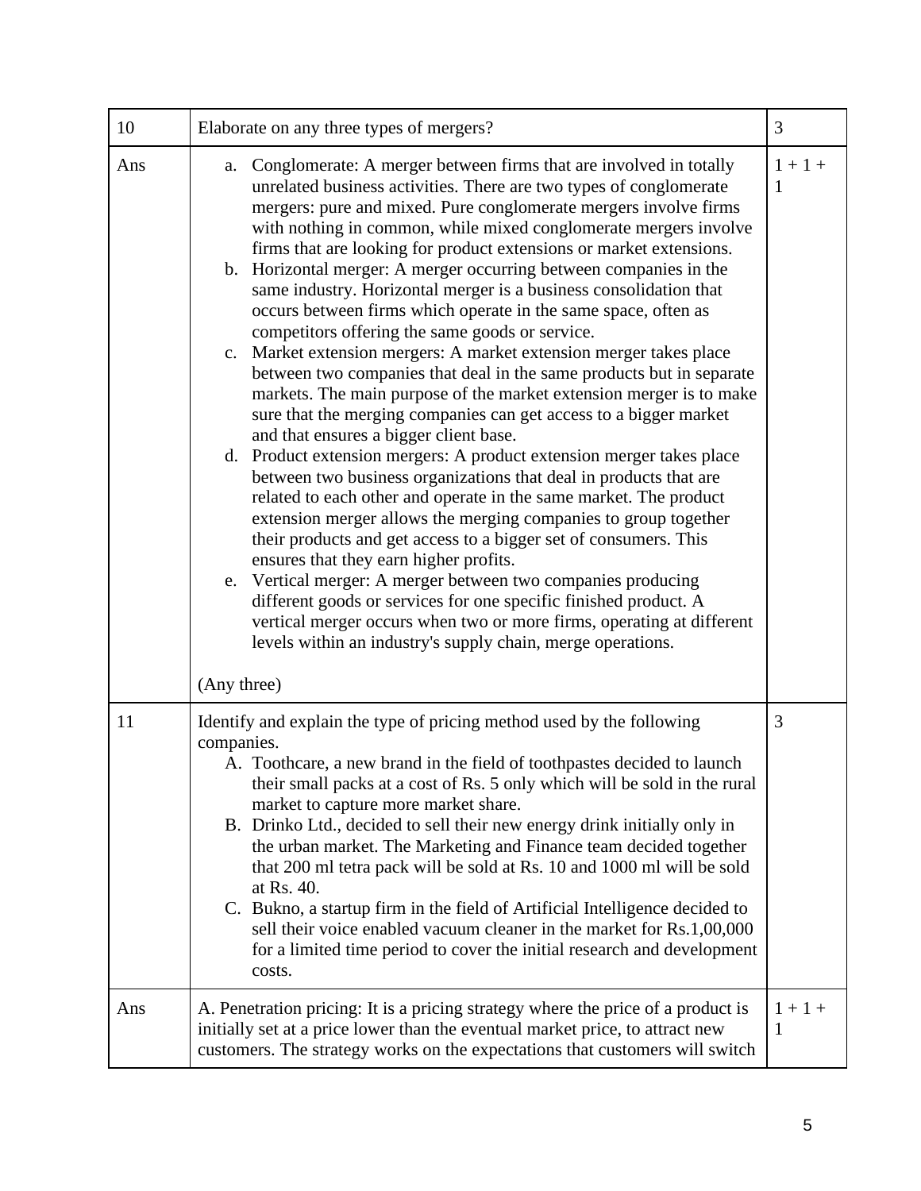| 10 | Elaborate on any three types of mergers? | 3 |
|---|---|---|
| Ans | a. Conglomerate: A merger between firms that are involved in totally unrelated business activities. There are two types of conglomerate mergers: pure and mixed. Pure conglomerate mergers involve firms with nothing in common, while mixed conglomerate mergers involve firms that are looking for product extensions or market extensions.<br>b. Horizontal merger: A merger occurring between companies in the same industry. Horizontal merger is a business consolidation that occurs between firms which operate in the same space, often as competitors offering the same goods or service.<br>c. Market extension mergers: A market extension merger takes place between two companies that deal in the same products but in separate markets. The main purpose of the market extension merger is to make sure that the merging companies can get access to a bigger market and that ensures a bigger client base.<br>d. Product extension mergers: A product extension merger takes place between two business organizations that deal in products that are related to each other and operate in the same market. The product extension merger allows the merging companies to group together their products and get access to a bigger set of consumers. This ensures that they earn higher profits.<br>e. Vertical merger: A merger between two companies producing different goods or services for one specific finished product. A vertical merger occurs when two or more firms, operating at different levels within an industry's supply chain, merge operations.<br><br>(Any three) | 1 + 1 + 1 |
| 11 | Identify and explain the type of pricing method used by the following companies.<br>A. Toothcare, a new brand in the field of toothpastes decided to launch their small packs at a cost of Rs. 5 only which will be sold in the rural market to capture more market share.<br>B. Drinko Ltd., decided to sell their new energy drink initially only in the urban market. The Marketing and Finance team decided together that 200 ml tetra pack will be sold at Rs. 10 and 1000 ml will be sold at Rs. 40.<br>C. Bukno, a startup firm in the field of Artificial Intelligence decided to sell their voice enabled vacuum cleaner in the market for Rs.1,00,000 for a limited time period to cover the initial research and development costs. | 3 |
| Ans | A. Penetration pricing: It is a pricing strategy where the price of a product is initially set at a price lower than the eventual market price, to attract new customers. The strategy works on the expectations that customers will switch | 1 + 1 + 1 |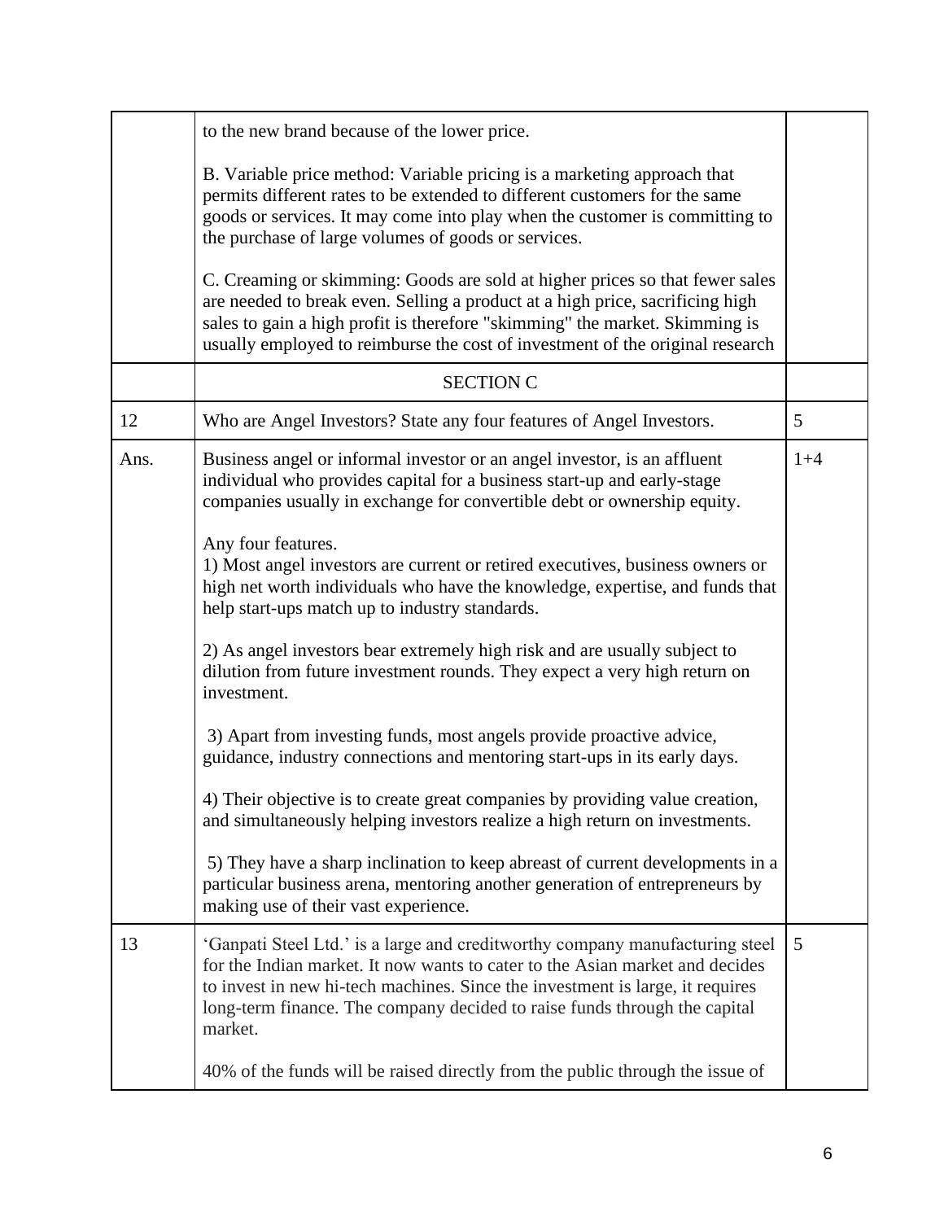| | | |
|---|---|---|
| | to the new brand because of the lower price.<br><br>B. Variable price method: Variable pricing is a marketing approach that permits different rates to be extended to different customers for the same goods or services. It may come into play when the customer is committing to the purchase of large volumes of goods or services.<br><br>C. Creaming or skimming: Goods are sold at higher prices so that fewer sales are needed to break even. Selling a product at a high price, sacrificing high sales to gain a high profit is therefore "skimming" the market. Skimming is usually employed to reimburse the cost of investment of the original research | |
| | SECTION C | |
| 12 | Who are Angel Investors? State any four features of Angel Investors. | 5 |
| Ans. | Business angel or informal investor or an angel investor, is an affluent individual who provides capital for a business start-up and early-stage companies usually in exchange for convertible debt or ownership equity.<br><br>Any four features.<br>1) Most angel investors are current or retired executives, business owners or high net worth individuals who have the knowledge, expertise, and funds that help start-ups match up to industry standards.<br><br>2) As angel investors bear extremely high risk and are usually subject to dilution from future investment rounds. They expect a very high return on investment.<br><br>3) Apart from investing funds, most angels provide proactive advice, guidance, industry connections and mentoring start-ups in its early days.<br><br>4) Their objective is to create great companies by providing value creation, and simultaneously helping investors realize a high return on investments.<br><br>5) They have a sharp inclination to keep abreast of current developments in a particular business arena, mentoring another generation of entrepreneurs by making use of their vast experience. | 1+4 |
| 13 | 'Ganpati Steel Ltd.' is a large and creditworthy company manufacturing steel for the Indian market. It now wants to cater to the Asian market and decides to invest in new hi-tech machines. Since the investment is large, it requires long-term finance. The company decided to raise funds through the capital market.<br><br>40% of the funds will be raised directly from the public through the issue of | 5 |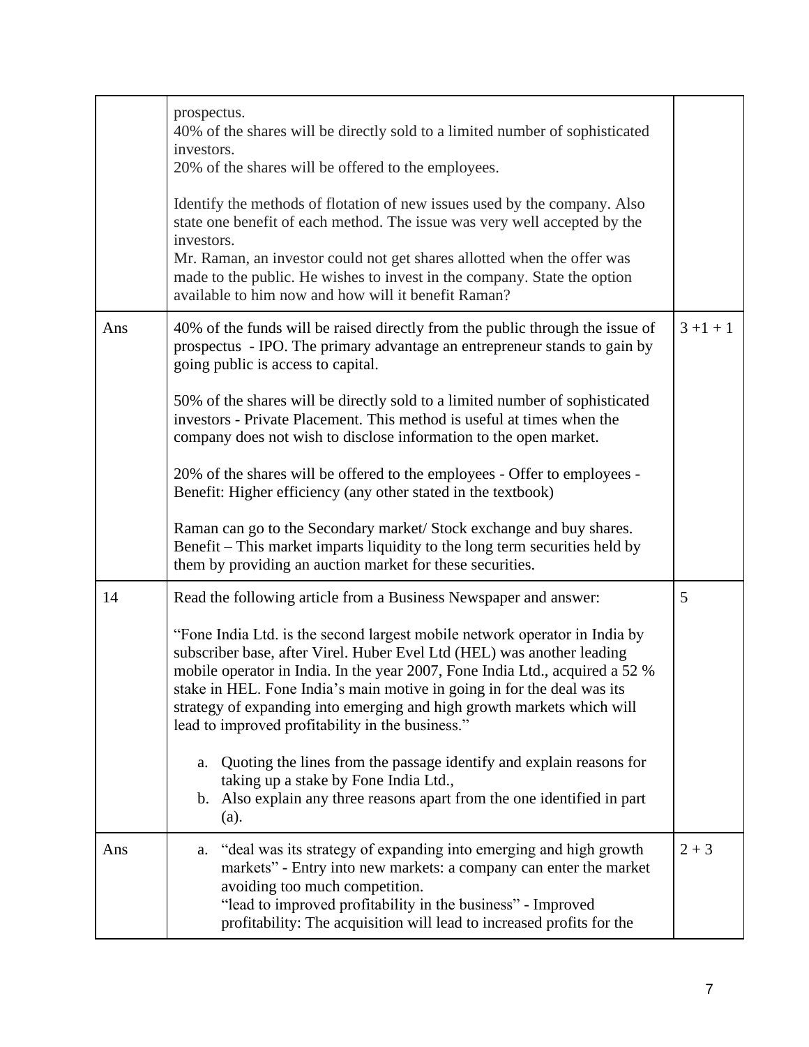| | | |
|---|---|---|
| | prospectus.<br>40% of the shares will be directly sold to a limited number of sophisticated investors.<br>20% of the shares will be offered to the employees.<br><br>Identify the methods of flotation of new issues used by the company. Also state one benefit of each method. The issue was very well accepted by the investors.<br>Mr. Raman, an investor could not get shares allotted when the offer was made to the public. He wishes to invest in the company. State the option available to him now and how will it benefit Raman? | |
| Ans | 40% of the funds will be raised directly from the public through the issue of prospectus - IPO. The primary advantage an entrepreneur stands to gain by going public is access to capital.<br><br>50% of the shares will be directly sold to a limited number of sophisticated investors - Private Placement. This method is useful at times when the company does not wish to disclose information to the open market.<br><br>20% of the shares will be offered to the employees - Offer to employees - Benefit: Higher efficiency (any other stated in the textbook)<br><br>Raman can go to the Secondary market/ Stock exchange and buy shares. Benefit – This market imparts liquidity to the long term securities held by them by providing an auction market for these securities. | 3 +1 + 1 |
| 14 | Read the following article from a Business Newspaper and answer:<br><br>"Fone India Ltd. is the second largest mobile network operator in India by subscriber base, after Virel. Huber Evel Ltd (HEL) was another leading mobile operator in India. In the year 2007, Fone India Ltd., acquired a 52 % stake in HEL. Fone India's main motive in going in for the deal was its strategy of expanding into emerging and high growth markets which will lead to improved profitability in the business."<br><br>a. Quoting the lines from the passage identify and explain reasons for taking up a stake by Fone India Ltd.,<br>b. Also explain any three reasons apart from the one identified in part (a). | 5 |
| Ans | a. "deal was its strategy of expanding into emerging and high growth markets" - Entry into new markets: a company can enter the market avoiding too much competition.<br>"lead to improved profitability in the business" - Improved profitability: The acquisition will lead to increased profits for the | 2 + 3 |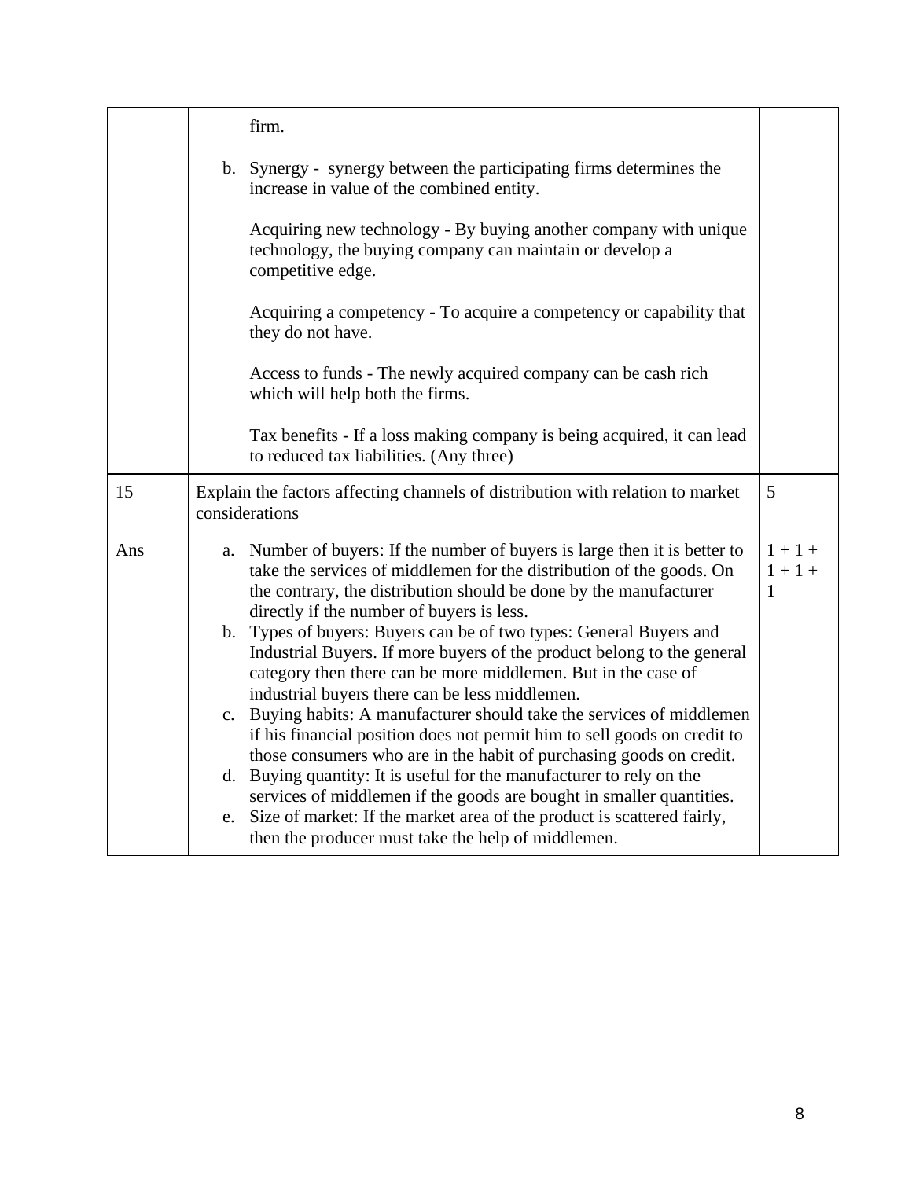| | | |
|---|---|---|
| | firm.<br><br>b. Synergy - synergy between the participating firms determines the increase in value of the combined entity.<br><br>Acquiring new technology - By buying another company with unique technology, the buying company can maintain or develop a competitive edge.<br><br>Acquiring a competency - To acquire a competency or capability that they do not have.<br><br>Access to funds - The newly acquired company can be cash rich which will help both the firms.<br><br>Tax benefits - If a loss making company is being acquired, it can lead to reduced tax liabilities. (Any three) | |
| 15 | Explain the factors affecting channels of distribution with relation to market considerations | 5 |
| Ans | a. Number of buyers: If the number of buyers is large then it is better to take the services of middlemen for the distribution of the goods. On the contrary, the distribution should be done by the manufacturer directly if the number of buyers is less.<br>b. Types of buyers: Buyers can be of two types: General Buyers and Industrial Buyers. If more buyers of the product belong to the general category then there can be more middlemen. But in the case of industrial buyers there can be less middlemen.<br>c. Buying habits: A manufacturer should take the services of middlemen if his financial position does not permit him to sell goods on credit to those consumers who are in the habit of purchasing goods on credit.<br>d. Buying quantity: It is useful for the manufacturer to rely on the services of middlemen if the goods are bought in smaller quantities.<br>e. Size of market: If the market area of the product is scattered fairly, then the producer must take the help of middlemen. | 1 + 1 + 1 + 1 + 1 |